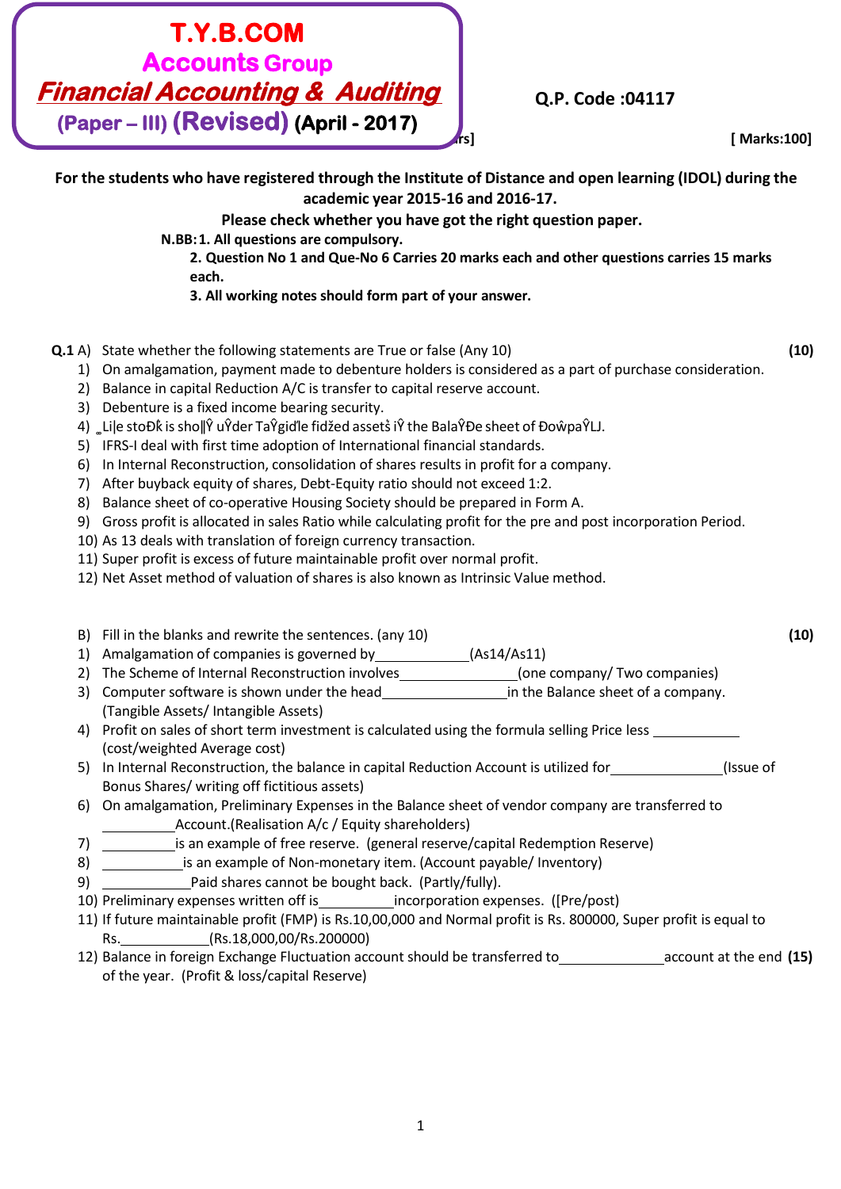# T.Y.B.COM
## Accounts Group
## Financial Accounting & Auditing
### (Paper – III) (Revised) (April - 2017)

**Q.P. Code :04117**

rs] **[ Marks:100]**

**For the students who have registered through the Institute of Distance and open learning (IDOL) during the academic year 2015-16 and 2016-17.**

**Please check whether you have got the right question paper.**

**N.BB:1. All questions are compulsory.**

**2. Question No 1 and Que-No 6 Carries 20 marks each and other questions carries 15 marks each.**

**3. All working notes should form part of your answer.**

**Q.1** A) State whether the following statements are True or false (Any 10) **(10)**

1) On amalgamation, payment made to debenture holders is considered as a part of purchase consideration.
2) Balance in capital Reduction A/C is transfer to capital reserve account.
3) Debenture is a fixed income bearing security.
4) ‚Li|e stoĐk is sho‖Ŷ uŶder TaŶgiďle fidžed assetš iŶ the BalaŶĐe sheet of ĐoŵpaŶLJ.
5) IFRS-I deal with first time adoption of International financial standards.
6) In Internal Reconstruction, consolidation of shares results in profit for a company.
7) After buyback equity of shares, Debt-Equity ratio should not exceed 1:2.
8) Balance sheet of co-operative Housing Society should be prepared in Form A.
9) Gross profit is allocated in sales Ratio while calculating profit for the pre and post incorporation Period.
10) As 13 deals with translation of foreign currency transaction.
11) Super profit is excess of future maintainable profit over normal profit.
12) Net Asset method of valuation of shares is also known as Intrinsic Value method.

B) Fill in the blanks and rewrite the sentences. (any 10) **(10)**

1) Amalgamation of companies is governed by\_\_\_\_\_\_\_\_\_\_\_\_(As14/As11)
2) The Scheme of Internal Reconstruction involves\_\_\_\_\_\_\_\_\_\_\_\_\_\_\_(one company/ Two companies)
3) Computer software is shown under the head\_\_\_\_\_\_\_\_\_\_\_\_\_\_\_\_in the Balance sheet of a company. (Tangible Assets/ Intangible Assets)
4) Profit on sales of short term investment is calculated using the formula selling Price less \_\_\_\_\_\_\_\_\_\_\_ (cost/weighted Average cost)
5) In Internal Reconstruction, the balance in capital Reduction Account is utilized for\_\_\_\_\_\_\_\_\_\_\_\_\_\_(Issue of Bonus Shares/ writing off fictitious assets)
6) On amalgamation, Preliminary Expenses in the Balance sheet of vendor company are transferred to \_\_\_\_\_\_\_\_\_Account.(Realisation A/c / Equity shareholders)
7) \_\_\_\_\_\_\_\_\_is an example of free reserve. (general reserve/capital Redemption Reserve)
8) \_\_\_\_\_\_\_\_\_\_is an example of Non-monetary item. (Account payable/ Inventory)
9) \_\_\_\_\_\_\_\_\_\_\_Paid shares cannot be bought back. (Partly/fully).
10) Preliminary expenses written off is\_\_\_\_\_\_\_\_\_incorporation expenses. ([Pre/post)
11) If future maintainable profit (FMP) is Rs.10,00,000 and Normal profit is Rs. 800000, Super profit is equal to Rs.\_\_\_\_\_\_\_\_\_\_\_\_(Rs.18,000,00/Rs.200000)
12) Balance in foreign Exchange Fluctuation account should be transferred to\_\_\_\_\_\_\_\_\_\_\_\_\_account at the end of the year. (Profit & loss/capital Reserve) **(15)**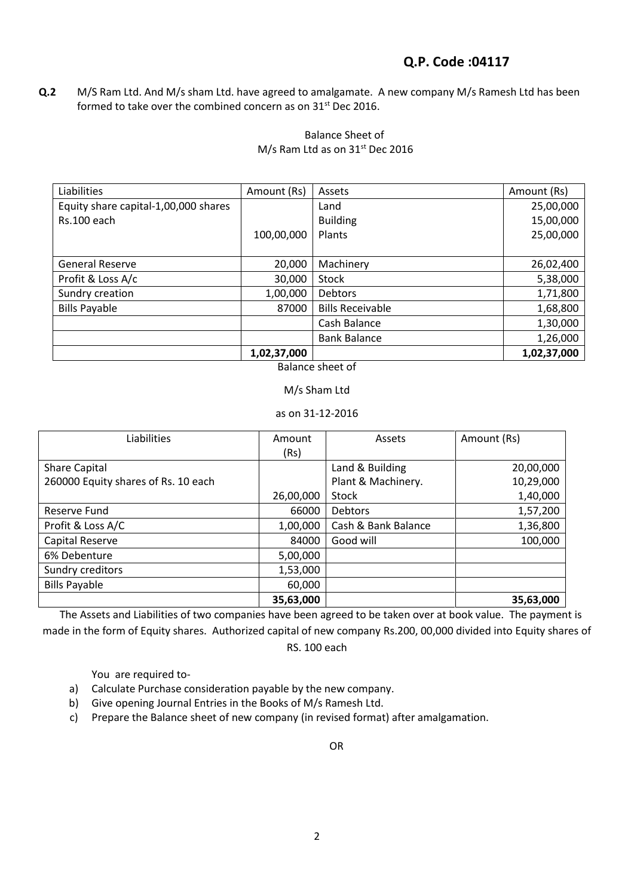## Q.P. Code :04117

**Q.2** M/S Ram Ltd. And M/s sham Ltd. have agreed to amalgamate. A new company M/s Ramesh Ltd has been formed to take over the combined concern as on 31st Dec 2016.

Balance Sheet of
M/s Ram Ltd as on 31st Dec 2016

| Liabilities | Amount (Rs) | Assets | Amount (Rs) |
|---|---|---|---|
| Equity share capital-1,00,000 shares Rs.100 each | 100,00,000 | Land<br>Building<br>Plants | 25,00,000<br>15,00,000<br>25,00,000 |
| General Reserve | 20,000 | Machinery | 26,02,400 |
| Profit & Loss A/c | 30,000 | Stock | 5,38,000 |
| Sundry creation | 1,00,000 | Debtors | 1,71,800 |
| Bills Payable | 87000 | Bills Receivable | 1,68,800 |
| | | Cash Balance | 1,30,000 |
| | | Bank Balance | 1,26,000 |
| | **1,02,37,000** | | **1,02,37,000** |

Balance sheet of

M/s Sham Ltd

as on 31-12-2016

| Liabilities | Amount (Rs) | Assets | Amount (Rs) |
|---|---|---|---|
| Share Capital<br>260000 Equity shares of Rs. 10 each | 26,00,000 | Land & Building<br>Plant & Machinery.<br>Stock | 20,00,000<br>10,29,000<br>1,40,000 |
| Reserve Fund | 66000 | Debtors | 1,57,200 |
| Profit & Loss A/C | 1,00,000 | Cash & Bank Balance | 1,36,800 |
| Capital Reserve | 84000 | Good will | 100,000 |
| 6% Debenture | 5,00,000 | | |
| Sundry creditors | 1,53,000 | | |
| Bills Payable | 60,000 | | |
| | **35,63,000** | | **35,63,000** |

The Assets and Liabilities of two companies have been agreed to be taken over at book value. The payment is made in the form of Equity shares. Authorized capital of new company Rs.200, 00,000 divided into Equity shares of RS. 100 each

You are required to-

a) Calculate Purchase consideration payable by the new company.
b) Give opening Journal Entries in the Books of M/s Ramesh Ltd.
c) Prepare the Balance sheet of new company (in revised format) after amalgamation.

OR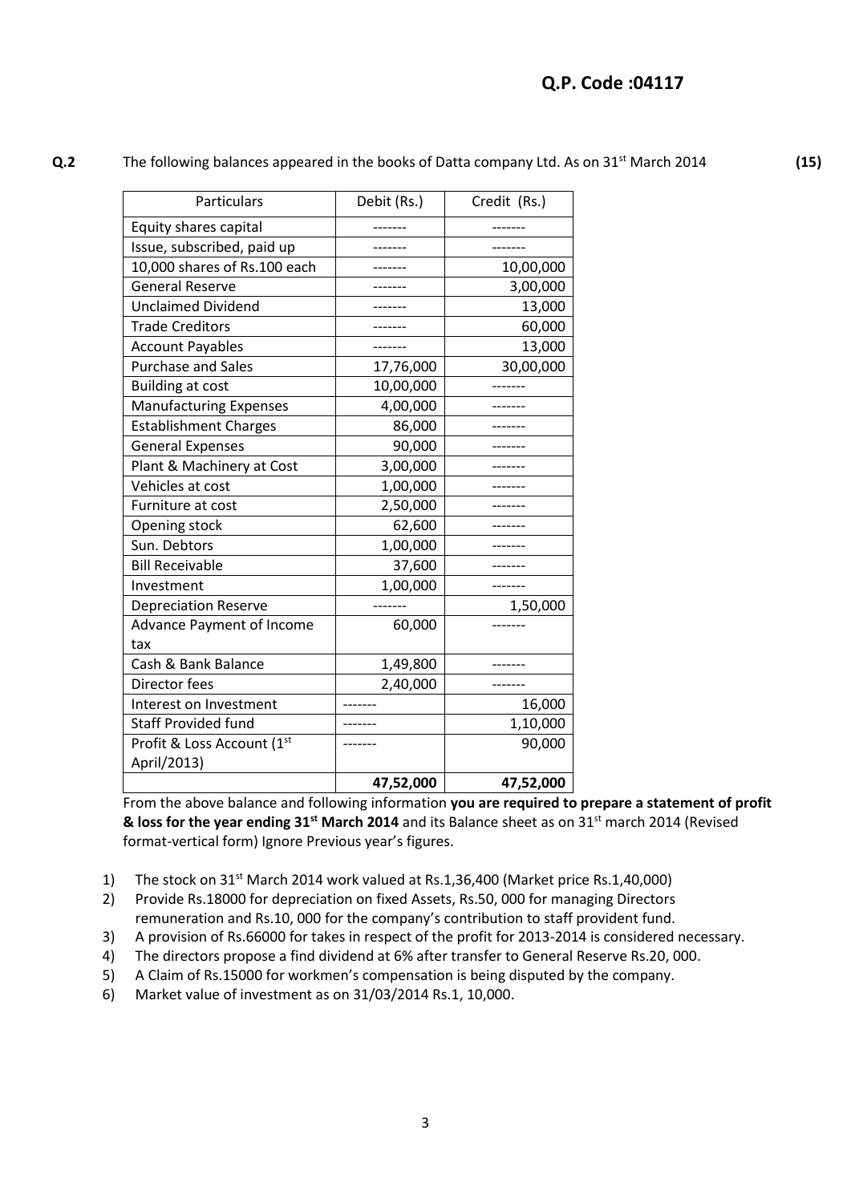**Q.P. Code :04117**

**Q.2** The following balances appeared in the books of Datta company Ltd. As on 31st March 2014 **(15)**

| Particulars | Debit (Rs.) | Credit (Rs.) |
|---|---|---|
| Equity shares capital | ------- | ------- |
| Issue, subscribed, paid up | ------- | ------- |
| 10,000 shares of Rs.100 each | ------- | 10,00,000 |
| General Reserve | ------- | 3,00,000 |
| Unclaimed Dividend | ------- | 13,000 |
| Trade Creditors | ------- | 60,000 |
| Account Payables | ------- | 13,000 |
| Purchase and Sales | 17,76,000 | 30,00,000 |
| Building at cost | 10,00,000 | ------- |
| Manufacturing Expenses | 4,00,000 | ------- |
| Establishment Charges | 86,000 | ------- |
| General Expenses | 90,000 | ------- |
| Plant & Machinery at Cost | 3,00,000 | ------- |
| Vehicles at cost | 1,00,000 | ------- |
| Furniture at cost | 2,50,000 | ------- |
| Opening stock | 62,600 | ------- |
| Sun. Debtors | 1,00,000 | ------- |
| Bill Receivable | 37,600 | ------- |
| Investment | 1,00,000 | ------- |
| Depreciation Reserve | ------- | 1,50,000 |
| Advance Payment of Income tax | 60,000 | ------- |
| Cash & Bank Balance | 1,49,800 | ------- |
| Director fees | 2,40,000 | ------- |
| Interest on Investment | ------- | 16,000 |
| Staff Provided fund | ------- | 1,10,000 |
| Profit & Loss Account (1st April/2013) | ------- | 90,000 |
| | **47,52,000** | **47,52,000** |

From the above balance and following information **you are required to prepare a statement of profit & loss for the year ending 31st March 2014** and its Balance sheet as on 31st march 2014 (Revised format-vertical form) Ignore Previous year's figures.

1) The stock on 31st March 2014 work valued at Rs.1,36,400 (Market price Rs.1,40,000)
2) Provide Rs.18000 for depreciation on fixed Assets, Rs.50, 000 for managing Directors remuneration and Rs.10, 000 for the company's contribution to staff provident fund.
3) A provision of Rs.66000 for takes in respect of the profit for 2013-2014 is considered necessary.
4) The directors propose a find dividend at 6% after transfer to General Reserve Rs.20, 000.
5) A Claim of Rs.15000 for workmen's compensation is being disputed by the company.
6) Market value of investment as on 31/03/2014 Rs.1, 10,000.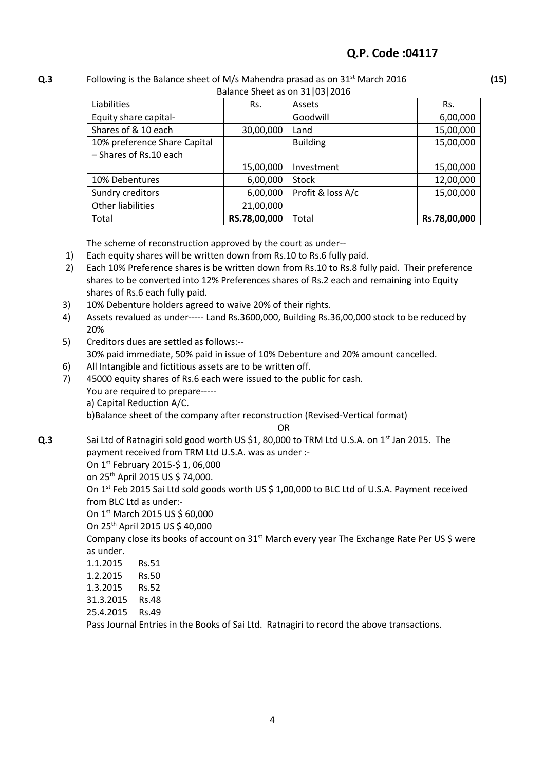**Q.P. Code :04117**

**Q.3** Following is the Balance sheet of M/s Mahendra prasad as on 31st March 2016 **(15)**

Balance Sheet as on 31|03|2016

| Liabilities | Rs. | Assets | Rs. |
|---|---|---|---|
| Equity share capital- | | Goodwill | 6,00,000 |
| Shares of & 10 each | 30,00,000 | Land | 15,00,000 |
| 10% preference Share Capital – Shares of Rs.10 each | | Building | 15,00,000 |
| | 15,00,000 | Investment | 15,00,000 |
| 10% Debentures | 6,00,000 | Stock | 12,00,000 |
| Sundry creditors | 6,00,000 | Profit & loss A/c | 15,00,000 |
| Other liabilities | 21,00,000 | | |
| Total | **RS.78,00,000** | Total | **Rs.78,00,000** |

The scheme of reconstruction approved by the court as under--

1) Each equity shares will be written down from Rs.10 to Rs.6 fully paid.
2) Each 10% Preference shares is be written down from Rs.10 to Rs.8 fully paid. Their preference shares to be converted into 12% Preferences shares of Rs.2 each and remaining into Equity shares of Rs.6 each fully paid.
3) 10% Debenture holders agreed to waive 20% of their rights.
4) Assets revalued as under----- Land Rs.3600,000, Building Rs.36,00,000 stock to be reduced by 20%
5) Creditors dues are settled as follows:--
   30% paid immediate, 50% paid in issue of 10% Debenture and 20% amount cancelled.
6) All Intangible and fictitious assets are to be written off.
7) 45000 equity shares of Rs.6 each were issued to the public for cash.
   You are required to prepare-----
   a) Capital Reduction A/C.
   b)Balance sheet of the company after reconstruction (Revised-Vertical format)

OR

**Q.3** Sai Ltd of Ratnagiri sold good worth US $1, 80,000 to TRM Ltd U.S.A. on 1st Jan 2015. The payment received from TRM Ltd U.S.A. was as under :-

On 1st February 2015-$ 1, 06,000

on 25th April 2015 US $ 74,000.

On 1st Feb 2015 Sai Ltd sold goods worth US $ 1,00,000 to BLC Ltd of U.S.A. Payment received from BLC Ltd as under:-

On 1st March 2015 US $ 60,000

On 25th April 2015 US $ 40,000

Company close its books of account on 31st March every year The Exchange Rate Per US $ were as under.

1.1.2015 Rs.51
1.2.2015 Rs.50
1.3.2015 Rs.52
31.3.2015 Rs.48
25.4.2015 Rs.49

Pass Journal Entries in the Books of Sai Ltd. Ratnagiri to record the above transactions.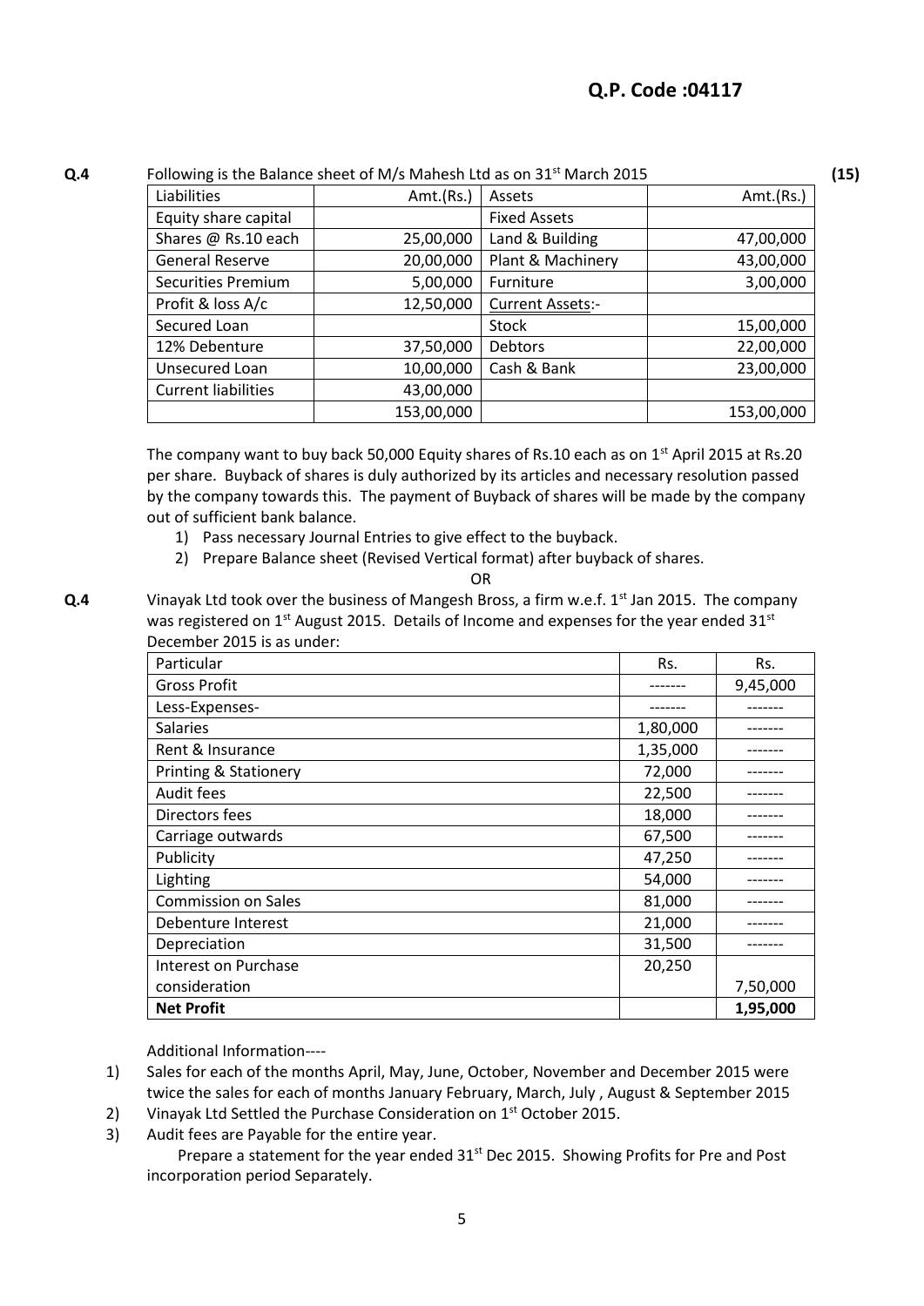**Q.P. Code :04117**

**Q.4** Following is the Balance sheet of M/s Mahesh Ltd as on 31st March 2015 **(15)**

| Liabilities | Amt.(Rs.) | Assets | Amt.(Rs.) |
|---|---|---|---|
| Equity share capital | | Fixed Assets | |
| Shares @ Rs.10 each | 25,00,000 | Land & Building | 47,00,000 |
| General Reserve | 20,00,000 | Plant & Machinery | 43,00,000 |
| Securities Premium | 5,00,000 | Furniture | 3,00,000 |
| Profit & loss A/c | 12,50,000 | Current Assets:- | |
| Secured Loan | | Stock | 15,00,000 |
| 12% Debenture | 37,50,000 | Debtors | 22,00,000 |
| Unsecured Loan | 10,00,000 | Cash & Bank | 23,00,000 |
| Current liabilities | 43,00,000 | | |
| | 153,00,000 | | 153,00,000 |

The company want to buy back 50,000 Equity shares of Rs.10 each as on 1st April 2015 at Rs.20 per share. Buyback of shares is duly authorized by its articles and necessary resolution passed by the company towards this. The payment of Buyback of shares will be made by the company out of sufficient bank balance.

1) Pass necessary Journal Entries to give effect to the buyback.
2) Prepare Balance sheet (Revised Vertical format) after buyback of shares.

OR

**Q.4** Vinayak Ltd took over the business of Mangesh Bross, a firm w.e.f. 1st Jan 2015. The company was registered on 1st August 2015. Details of Income and expenses for the year ended 31st December 2015 is as under:

| Particular | Rs. | Rs. |
|---|---|---|
| Gross Profit | ------- | 9,45,000 |
| Less-Expenses- | ------- | ------- |
| Salaries | 1,80,000 | ------- |
| Rent & Insurance | 1,35,000 | ------- |
| Printing & Stationery | 72,000 | ------- |
| Audit fees | 22,500 | ------- |
| Directors fees | 18,000 | ------- |
| Carriage outwards | 67,500 | ------- |
| Publicity | 47,250 | ------- |
| Lighting | 54,000 | ------- |
| Commission on Sales | 81,000 | ------- |
| Debenture Interest | 21,000 | ------- |
| Depreciation | 31,500 | ------- |
| Interest on Purchase consideration | 20,250 | 7,50,000 |
| **Net Profit** | | **1,95,000** |

Additional Information----

1) Sales for each of the months April, May, June, October, November and December 2015 were twice the sales for each of months January February, March, July , August & September 2015
2) Vinayak Ltd Settled the Purchase Consideration on 1st October 2015.
3) Audit fees are Payable for the entire year.

Prepare a statement for the year ended 31st Dec 2015. Showing Profits for Pre and Post incorporation period Separately.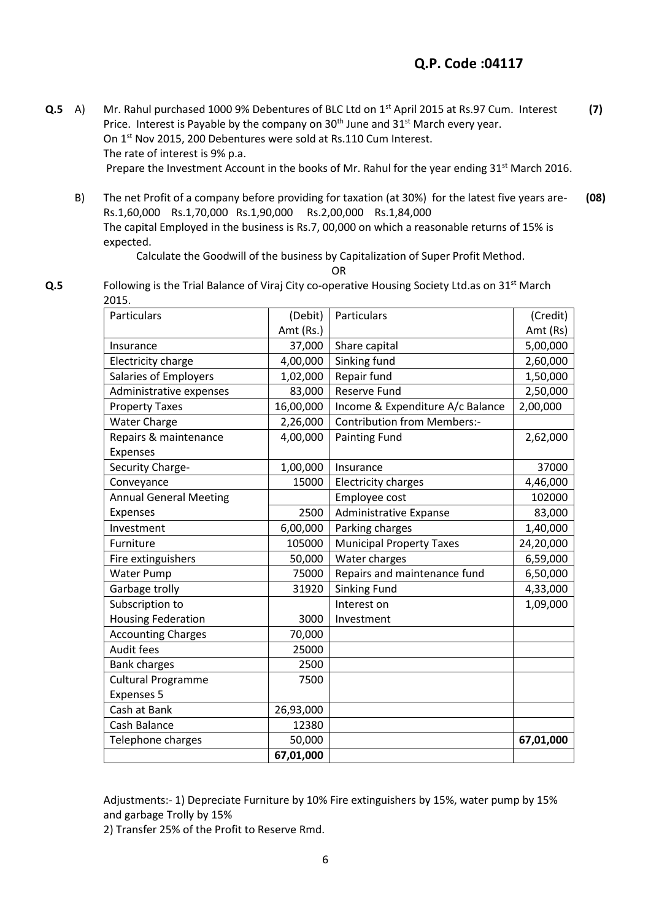**Q.P. Code :04117**

**Q.5** A) Mr. Rahul purchased 1000 9% Debentures of BLC Ltd on 1st April 2015 at Rs.97 Cum. Interest Price. Interest is Payable by the company on 30th June and 31st March every year. On 1st Nov 2015, 200 Debentures were sold at Rs.110 Cum Interest. The rate of interest is 9% p.a. Prepare the Investment Account in the books of Mr. Rahul for the year ending 31st March 2016. **(7)**

B) The net Profit of a company before providing for taxation (at 30%) for the latest five years are- Rs.1,60,000 Rs.1,70,000 Rs.1,90,000 Rs.2,00,000 Rs.1,84,000 **(08)**

The capital Employed in the business is Rs.7, 00,000 on which a reasonable returns of 15% is expected.

Calculate the Goodwill of the business by Capitalization of Super Profit Method.

OR

**Q.5** Following is the Trial Balance of Viraj City co-operative Housing Society Ltd.as on 31st March 2015.

| Particulars | (Debit) Amt (Rs.) | Particulars | (Credit) Amt (Rs) |
|---|---|---|---|
| Insurance | 37,000 | Share capital | 5,00,000 |
| Electricity charge | 4,00,000 | Sinking fund | 2,60,000 |
| Salaries of Employers | 1,02,000 | Repair fund | 1,50,000 |
| Administrative expenses | 83,000 | Reserve Fund | 2,50,000 |
| Property Taxes | 16,00,000 | Income & Expenditure A/c Balance | 2,00,000 |
| Water Charge | 2,26,000 | Contribution from Members:- | |
| Repairs & maintenance Expenses | 4,00,000 | Painting Fund | 2,62,000 |
| Security Charge- | 1,00,000 | Insurance | 37000 |
| Conveyance | 15000 | Electricity charges | 4,46,000 |
| Annual General Meeting Expenses | 2500 | Employee cost | 102000 |
| Investment | 6,00,000 | Administrative Expanse | 83,000 |
| Furniture | 105000 | Parking charges | 1,40,000 |
| Fire extinguishers | 50,000 | Municipal Property Taxes | 24,20,000 |
| Water Pump | 75000 | Water charges | 6,59,000 |
| Garbage trolly | 31920 | Repairs and maintenance fund | 6,50,000 |
| Subscription to Housing Federation | 3000 | Sinking Fund | 4,33,000 |
| Accounting Charges | 70,000 | Interest on Investment | 1,09,000 |
| Audit fees | 25000 | | |
| Bank charges | 2500 | | |
| Cultural Programme Expenses 5 | 7500 | | |
| Cash at Bank | 26,93,000 | | |
| Cash Balance | 12380 | | |
| Telephone charges | 50,000 | | **67,01,000** |
| | **67,01,000** | | |

Adjustments:- 1) Depreciate Furniture by 10% Fire extinguishers by 15%, water pump by 15% and garbage Trolly by 15%

2) Transfer 25% of the Profit to Reserve Rmd.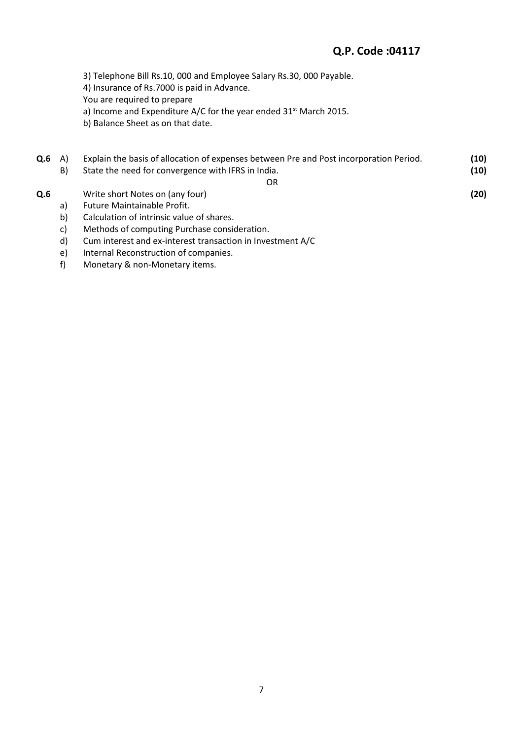3) Telephone Bill Rs.10, 000 and Employee Salary Rs.30, 000 Payable.

4) Insurance of Rs.7000 is paid in Advance.

You are required to prepare

a) Income and Expenditure A/C for the year ended 31st March 2015.

b) Balance Sheet as on that date.

**Q.6** A) Explain the basis of allocation of expenses between Pre and Post incorporation Period. **(10)**

B) State the need for convergence with IFRS in India. **(10)**

OR

**Q.6** Write short Notes on (any four) **(20)**

a) Future Maintainable Profit.

b) Calculation of intrinsic value of shares.

c) Methods of computing Purchase consideration.

d) Cum interest and ex-interest transaction in Investment A/C

e) Internal Reconstruction of companies.

f) Monetary & non-Monetary items.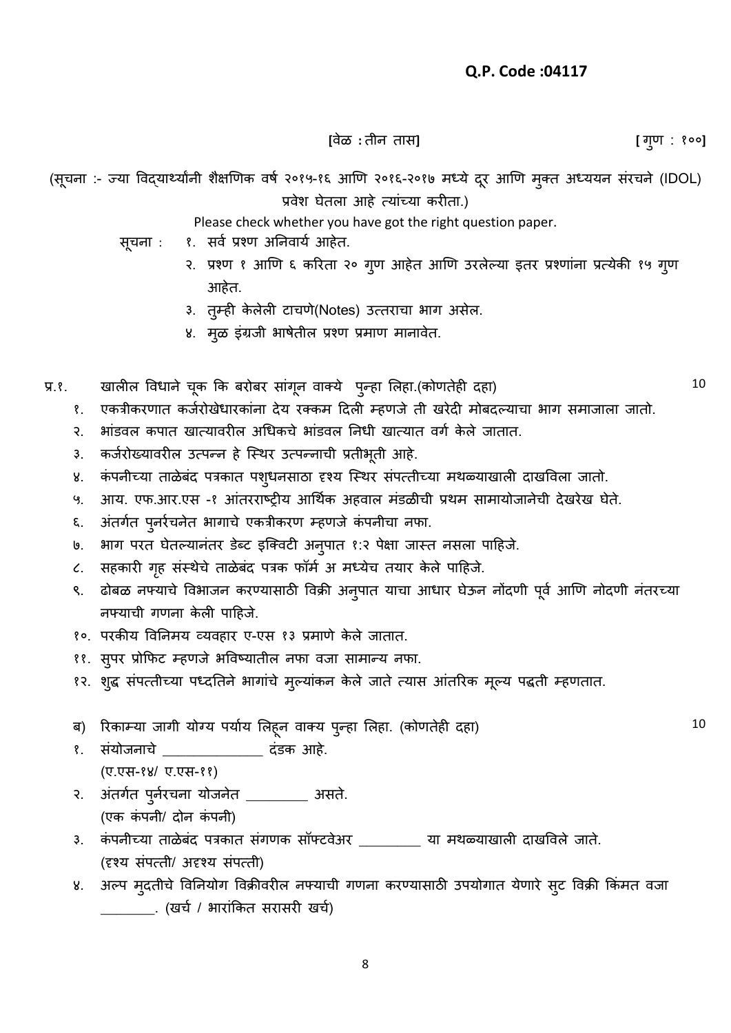**Q.P. Code :04117**

[वेळ : तीन तास] [ गुण : १००]

(सूचना :- ज्या विद्यार्थ्यांनी शैक्षणिक वर्ष २०१५-१६ आणि २०१६-२०१७ मध्ये दूर आणि मुक्त अध्ययन संरचने (IDOL) प्रवेश घेतला आहे त्यांच्या करीता.)

Please check whether you have got the right question paper.

सूचना :
१. सर्व प्रश्ण अनिवार्य आहेत.
२. प्रश्ण १ आणि ६ करिता २० गुण आहेत आणि उरलेल्या इतर प्रश्णांना प्रत्येकी १५ गुण आहेत.
३. तुम्ही केलेली टाचणे(Notes) उत्तराचा भाग असेल.
४. मुळ इंग्रजी भाषेतील प्रश्ण प्रमाण मानावेत.

प्र.१. खालील विधाने चूक कि बरोबर सांगून वाक्ये पुन्हा लिहा.(कोणतेही दहा) 10

१. एकत्रीकरणात कर्जरोखेधारकांना देय रक्कम दिली म्हणजे ती खरेदी मोबदल्याचा भाग समाजाला जातो.
२. भांडवल कपात खात्यावरील अधिकचे भांडवल निधी खात्यात वर्ग केले जातात.
३. कर्जरोख्यावरील उत्पन्न हे स्थिर उत्पन्नाची प्रतीभूती आहे.
४. कंपनीच्या ताळेबंद पत्रकात पशुधनसाठा दृश्य स्थिर संपत्तीच्या मथळ्याखाली दाखविला जातो.
५. आय. एफ.आर.एस -१ आंतरराष्ट्रीय आर्थिक अहवाल मंडळीची प्रथम सामायोजानेची देखरेख घेते.
६. अंतर्गत पुर्नरचनेत भागाचे एकत्रीकरण म्हणजे कंपनीचा नफा.
७. भाग परत घेतल्यानंतर डेब्ट इक्विटी अनुपात १:२ पेक्षा जास्त नसला पाहिजे.
८. सहकारी गृह संस्थेचे ताळेबंद पत्रक फॉर्म अ मध्येच तयार केले पाहिजे.
९. ढोबळ नफ्याचे विभाजन करण्यासाठी विक्री अनुपात याचा आधार घेऊन नोंदणी पूर्व आणि नोदणी नंतरच्या नफ्याची गणना केली पाहिजे.
१०. परकीय विनिमय व्यवहार ए-एस १३ प्रमाणे केले जातात.
११. सुपर प्रोफिट म्हणजे भविष्यातील नफा वजा सामान्य नफा.
१२. शुद्ध संपत्तीच्या पध्दतिने भागांचे मुल्यांकन केले जाते त्यास आंतरिक मूल्य पद्धती म्हणतात.

ब) रिकाम्या जागी योग्य पर्याय लिहून वाक्य पुन्हा लिहा. (कोणतेही दहा) 10

१. संयोजनाचे _____________ दंडक आहे.
(ए.एस-१४/ ए.एस-११)
२. अंतर्गत पुर्नरचना योजनेत _________ असते.
(एक कंपनी/ दोन कंपनी)
३. कंपनीच्या ताळेबंद पत्रकात संगणक सॉफ्टवेअर _________ या मथळ्याखाली दाखविले जाते.
(दृश्य संपत्ती/ अदृश्य संपत्ती)
४. अल्प मुदतीचे विनियोग विक्रीवरील नफ्याची गणना करण्यासाठी उपयोगात येणारे सुट विक्री किंमत वजा ________. (खर्च / भारांकित सरासरी खर्च)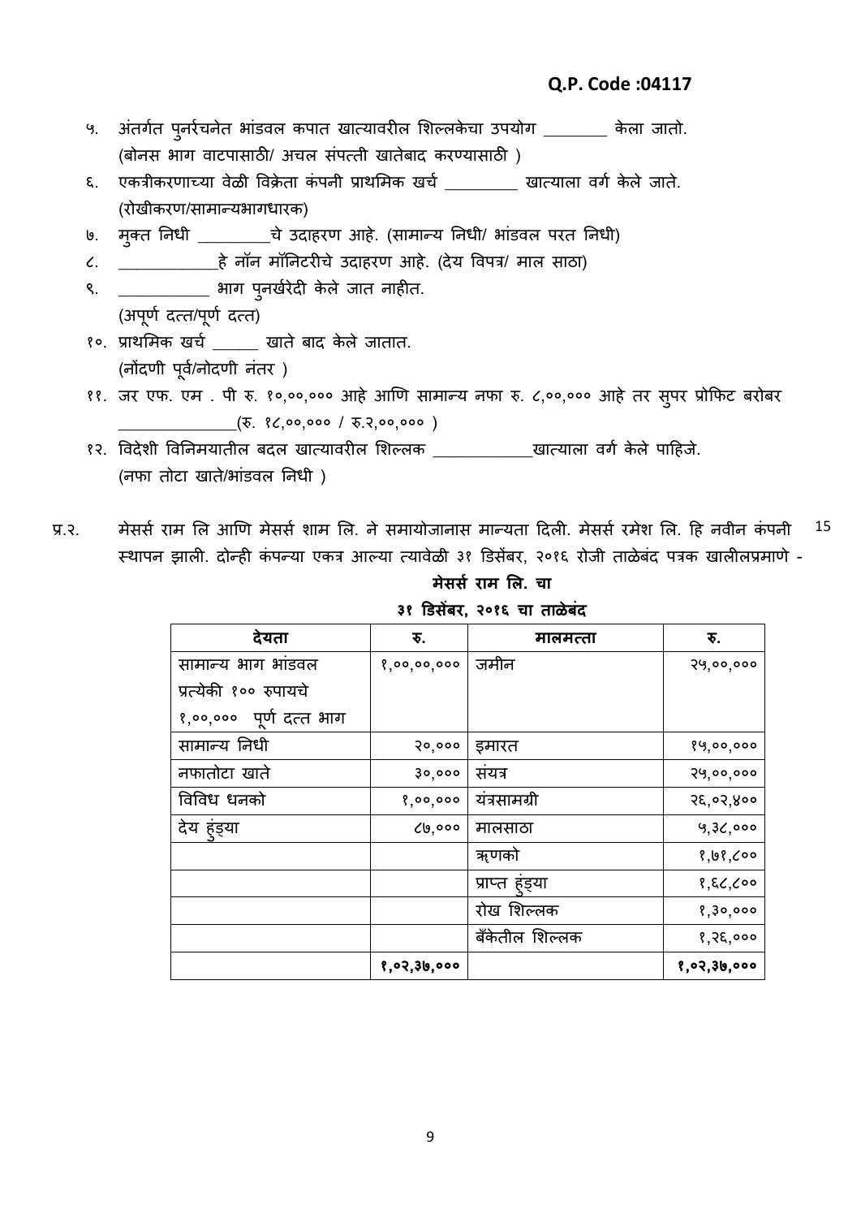**Q.P. Code :04117**

५. अंतर्गत पुनर्रचनेत भांडवल कपात खात्यावरील शिल्लकेचा उपयोग ________ केला जातो.
(बोनस भाग वाटपासाठी/ अचल संपत्ती खातेबाद करण्यासाठी )

६. एकत्रीकरणाच्या वेळी विक्रेता कंपनी प्राथमिक खर्च _________ खात्याला वर्ग केले जाते.
(रोखीकरण/सामान्यभागधारक)

७. मुक्त निधी _________चे उदाहरण आहे. (सामान्य निधी/ भांडवल परत निधी)

८. ____________हे नॉन मॉनिटरीचे उदाहरण आहे. (देय विपत्र/ माल साठा)

९. ___________ भाग पुनर्खरेदी केले जात नाहीत.
(अपूर्ण दत्त/पूर्ण दत्त)

१०. प्राथमिक खर्च ______ खाते बाद केले जातात.
(नोंदणी पूर्व/नोदणी नंतर )

११. जर एफ. एम . पी रु. १०,००,००० आहे आणि सामान्य नफा रु. ८,००,००० आहे तर सुपर प्रोफिट बरोबर ______________(रु. १८,००,००० / रु.२,००,००० )

१२. विदेशी विनिमयातील बदल खात्यावरील शिल्लक ____________खात्याला वर्ग केले पाहिजे.
(नफा तोटा खाते/भांडवल निधी )

प्र.२. मेसर्स राम लि आणि मेसर्स शाम लि. ने समायोजानास मान्यता दिली. मेसर्स रमेश लि. हि नवीन कंपनी स्थापन झाली. दोन्ही कंपन्या एकत्र आल्या त्यावेळी ३१ डिसेंबर, २०१६ रोजी ताळेबंद पत्रक खालीलप्रमाणे - 15

**मेसर्स राम लि. चा**

**३१ डिसेंबर, २०१६ चा ताळेबंद**

| देयता | रु. | मालमत्ता | रु. |
|---|---|---|---|
| सामान्य भाग भांडवल प्रत्येकी १०० रुपायचे १,००,००० पूर्ण दत्त भाग | १,००,००,००० | जमीन | २५,००,००० |
| सामान्य निधी | २०,००० | इमारत | १५,००,००० |
| नफातोटा खाते | ३०,००० | संयत्र | २५,००,००० |
| विविध धनको | १,००,००० | यंत्रसामग्री | २६,०२,४०० |
| देय हुंड्या | ८७,००० | मालसाठा | ५,३८,००० |
| | | ऋणको | १,७१,८०० |
| | | प्राप्त हुंड्या | १,६८,८०० |
| | | रोख शिल्लक | १,३०,००० |
| | | बँकेतील शिल्लक | १,२६,००० |
| | **१,०२,३७,०००** | | **१,०२,३७,०००** |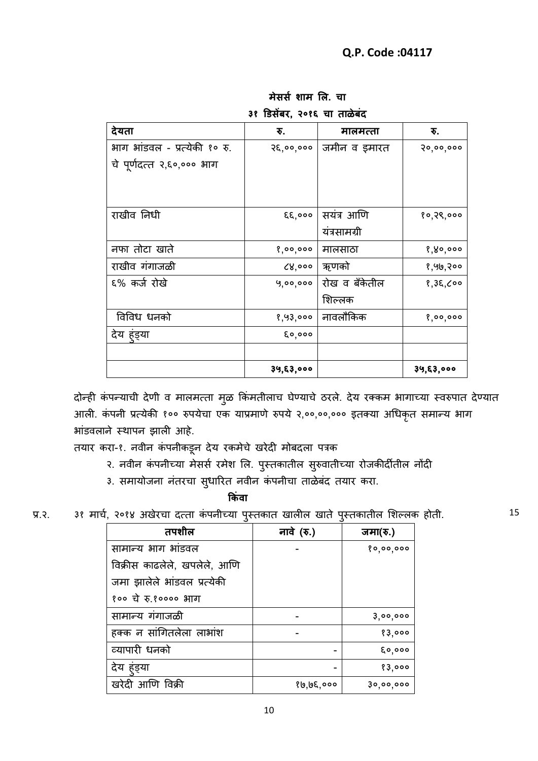Q.P. Code :04117

**मेसर्स शाम लि. चा**

**३१ डिसेंबर, २०१६ चा ताळेबंद**

| देयता | रु. | मालमत्ता | रु. |
|---|---|---|---|
| भाग भांडवल - प्रत्येकी १० रु. चे पूर्णदत्त २,६०,००० भाग | २६,००,००० | जमीन व इमारत | २०,००,००० |
| राखीव निधी | ६६,००० | सयंत्र आणि यंत्रसामग्री | १०,२९,००० |
| नफा तोटा खाते | १,००,००० | मालसाठा | १,४०,००० |
| राखीव गंगाजळी | ८४,००० | ऋणको | १,५७,२०० |
| ६% कर्ज रोखे | ५,००,००० | रोख व बँकेतील शिल्लक | १,३६,८०० |
| विविध धनको | १,५३,००० | नावलौकिक | १,००,००० |
| देय हुंड्या | ६०,००० | | |
| | | | |
| | **३५,६३,०००** | | **३५,६३,०००** |

दोन्ही कंपन्याची देणी व मालमत्ता मुळ किंमतीलाच घेण्याचे ठरले. देय रक्कम भागाच्या स्वरुपात देण्यात आली. कंपनी प्रत्येकी १०० रुपयेचा एक याप्रमाणे रुपये २,००,००,००० इतक्या अधिकृत समान्य भाग भांडवलाने स्थापन झाली आहे.

तयार करा-१. नवीन कंपनीकडून देय रकमेचे खरेदी मोबदला पत्रक

२. नवीन कंपनीच्या मेसर्स रमेश लि. पुस्तकातील सुरुवातीच्या रोजकीर्दीतील नोंदी

३. समायोजना नंतरचा सुधारित नवीन कंपनीचा ताळेबंद तयार करा.

**किंवा**

प्र.२. ३१ मार्च, २०१४ अखेरचा दत्ता कंपनीच्या पुस्तकात खालील खाते पुस्तकातील शिल्लक होती. 15

| तपशील | नावे (रु.) | जमा(रु.) |
|---|---|---|
| सामान्य भाग भांडवल विक्रीस काढलेले, खपलेले, आणि जमा झालेले भांडवल प्रत्येकी १०० चे रु.१०००० भाग | - | १०,००,००० |
| सामान्य गंगाजळी | - | ३,००,००० |
| हक्क न सांगितलेला लाभांश | - | १३,००० |
| व्यापारी धनको | - | ६०,००० |
| देय हुंड्या | - | १३,००० |
| खरेदी आणि विक्री | १७,७६,००० | ३०,००,००० |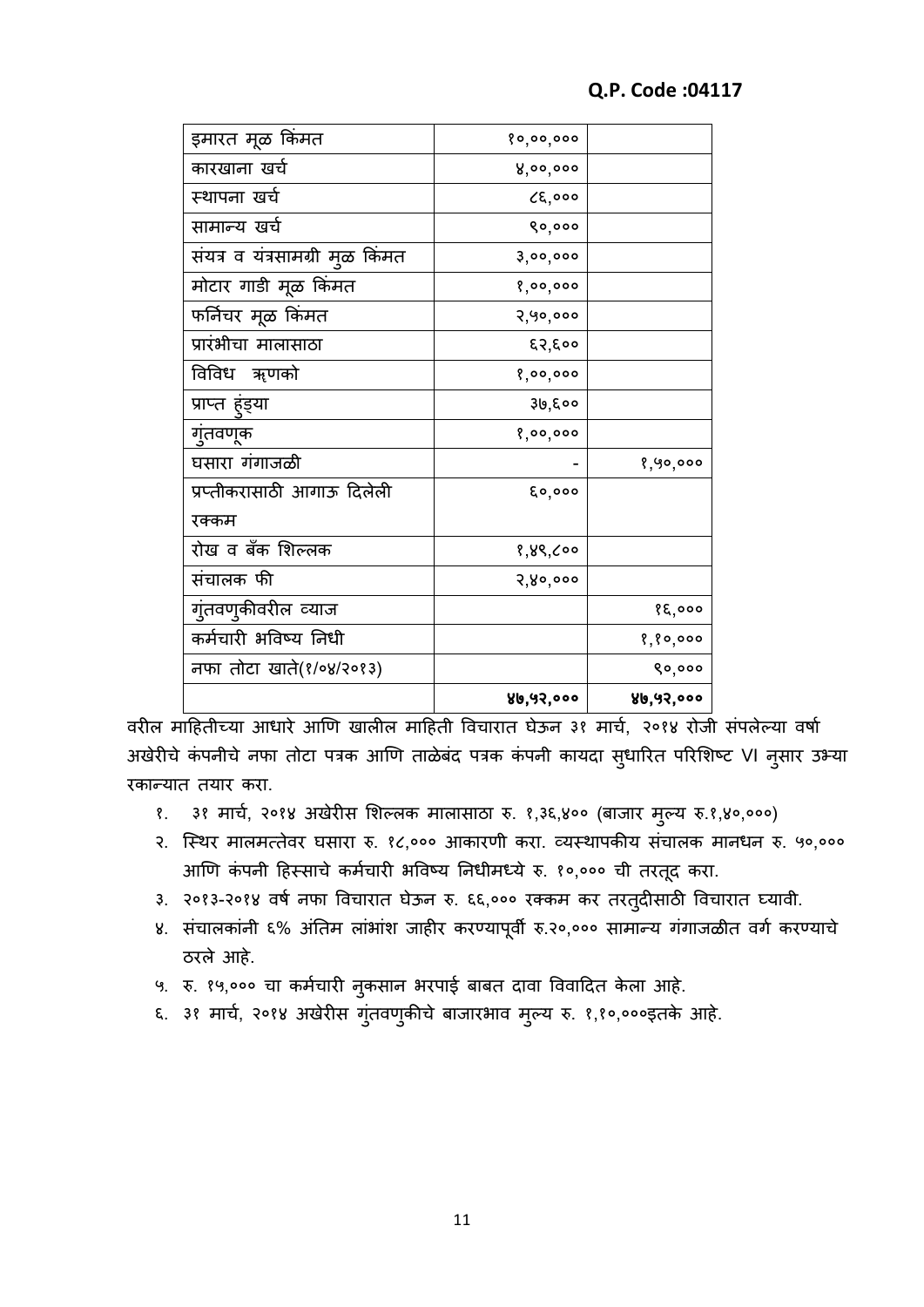Q.P. Code :04117

| | | |
|---|---|---|
| इमारत मूळ किंमत | १०,००,००० | |
| कारखाना खर्च | ४,००,००० | |
| स्थापना खर्च | ८६,००० | |
| सामान्य खर्च | ९०,००० | |
| संयत्र व यंत्रसामग्री मुळ किंमत | ३,००,००० | |
| मोटार गाडी मूळ किंमत | १,००,००० | |
| फर्निचर मूळ किंमत | २,५०,००० | |
| प्रारंभीचा मालासाठा | ६२,६०० | |
| विविध ऋणको | १,००,००० | |
| प्राप्त हुंड्या | ३७,६०० | |
| गुंतवणूक | १,००,००० | |
| घसारा गंगाजळी | - | १,५०,००० |
| प्रप्तीकरासाठी आगाऊ दिलेली रक्कम | ६०,००० | |
| रोख व बँक शिल्लक | १,४९,८०० | |
| संचालक फी | २,४०,००० | |
| गुंतवणुकीवरील व्याज | | १६,००० |
| कर्मचारी भविष्य निधी | | १,१०,००० |
| नफा तोटा खाते(१/०४/२०१३) | | ९०,००० |
| | **४७,५२,०००** | **४७,५२,०००** |

वरील माहितीच्या आधारे आणि खालील माहिती विचारात घेऊन ३१ मार्च, २०१४ रोजी संपलेल्या वर्षा अखेरीचे कंपनीचे नफा तोटा पत्रक आणि ताळेबंद पत्रक कंपनी कायदा सुधारित परिशिष्ट VI नुसार उभ्या रकान्यात तयार करा.

१. ३१ मार्च, २०१४ अखेरीस शिल्लक मालासाठा रु. १,३६,४०० (बाजार मुल्य रु.१,४०,०००)
२. स्थिर मालमत्तेवर घसारा रु. १८,००० आकारणी करा. व्यस्थापकीय संचालक मानधन रु. ५०,००० आणि कंपनी हिस्साचे कर्मचारी भविष्य निधीमध्ये रु. १०,००० ची तरतूद करा.
३. २०१३-२०१४ वर्ष नफा विचारात घेऊन रु. ६६,००० रक्कम कर तरतुदीसाठी विचारात घ्यावी.
४. संचालकांनी ६% अंतिम लांभांश जाहीर करण्यापूर्वी रु.२०,००० सामान्य गंगाजळीत वर्ग करण्याचे ठरले आहे.
५. रु. १५,००० चा कर्मचारी नुकसान भरपाई बाबत दावा विवादित केला आहे.
६. ३१ मार्च, २०१४ अखेरीस गुंतवणुकीचे बाजारभाव मुल्य रु. १,१०,०००इतके आहे.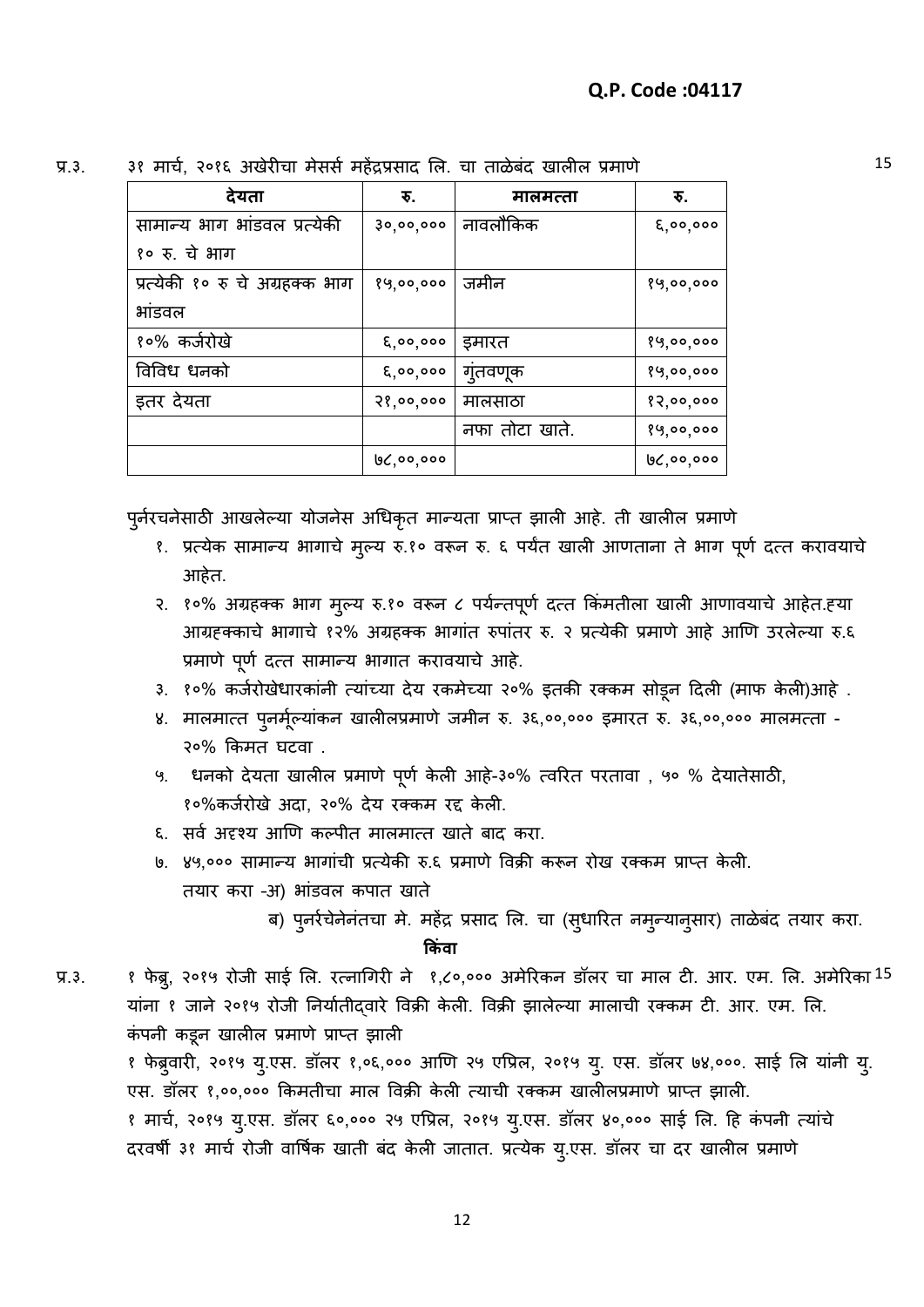**Q.P. Code :04117**

प्र.३. ३१ मार्च, २०१६ अखेरीचा मेसर्स महेंद्रप्रसाद लि. चा ताळेबंद खालील प्रमाणे 15

| देयता | रु. | मालमत्ता | रु. |
|---|---|---|---|
| सामान्य भाग भांडवल प्रत्येकी १० रु. चे भाग | ३०,००,००० | नावलौकिक | ६,००,००० |
| प्रत्येकी १० रु चे अग्रहक्क भाग भांडवल | १५,००,००० | जमीन | १५,००,००० |
| १०% कर्जरोखे | ६,००,००० | इमारत | १५,००,००० |
| विविध धनको | ६,००,००० | गुंतवणूक | १५,००,००० |
| इतर देयता | २१,००,००० | मालसाठा | १२,००,००० |
| | | नफा तोटा खाते. | १५,००,००० |
| | ७८,००,००० | | ७८,००,००० |

पुर्नरचनेसाठी आखलेल्या योजनेस अधिकृत मान्यता प्राप्त झाली आहे. ती खालील प्रमाणे

१. प्रत्येक सामान्य भागाचे मुल्य रु.१० वरून रु. ६ पर्यंत खाली आणताना ते भाग पूर्ण दत्त करावयाचे आहेत.
२. १०% अग्रहक्क भाग मुल्य रु.१० वरून ८ पर्यन्तपूर्ण दत्त किंमतीला खाली आणावयाचे आहेत.ह्या आग्रह्क्काचे भागाचे १२% अग्रहक्क भागांत रुपांतर रु. २ प्रत्येकी प्रमाणे आहे आणि उरलेल्या रु.६ प्रमाणे पूर्ण दत्त सामान्य भागात करावयाचे आहे.
३. १०% कर्जरोखेधारकांनी त्यांच्या देय रकमेच्या २०% इतकी रक्कम सोडून दिली (माफ केली)आहे .
४. मालमात्त पुनर्मूल्यांकन खालीलप्रमाणे जमीन रु. ३६,००,००० इमारत रु. ३६,००,००० मालमत्ता - २०% किमत घटवा .
५. धनको देयता खालील प्रमाणे पूर्ण केली आहे-३०% त्वरित परतावा , ५० % देयातेसाठी, १०%कर्जरोखे अदा, २०% देय रक्कम रद्द केली.
६. सर्व अदृश्य आणि कल्पीत मालमात्त खाते बाद करा.
७. ४५,००० सामान्य भागांची प्रत्येकी रु.६ प्रमाणे विक्री करून रोख रक्कम प्राप्त केली.

तयार करा -अ) भांडवल कपात खाते

ब) पुर्नरचेनेनंतचा मे. महेंद्र प्रसाद लि. चा (सुधारित नमुन्यानुसार) ताळेबंद तयार करा.

**किंवा**

प्र.३. १ फेब्रु, २०१५ रोजी साई लि. रत्नागिरी ने १,८०,००० अमेरिकन डॉलर चा माल टी. आर. एम. लि. अमेरिका यांना १ जाने २०१५ रोजी निर्यातीद्वारे विक्री केली. विक्री झालेल्या मालाची रक्कम टी. आर. एम. लि. कंपनी कडून खालील प्रमाणे प्राप्त झाली 15

१ फेब्रुवारी, २०१५ यु.एस. डॉलर १,०६,००० आणि २५ एप्रिल, २०१५ यु. एस. डॉलर ७४,०००. साई लि यांनी यु. एस. डॉलर १,००,००० किमतीचा माल विक्री केली त्याची रक्कम खालीलप्रमाणे प्राप्त झाली.

१ मार्च, २०१५ यु.एस. डॉलर ६०,००० २५ एप्रिल, २०१५ यु.एस. डॉलर ४०,००० साई लि. हि कंपनी त्यांचे दरवर्षी ३१ मार्च रोजी वार्षिक खाती बंद केली जातात. प्रत्येक यु.एस. डॉलर चा दर खालील प्रमाणे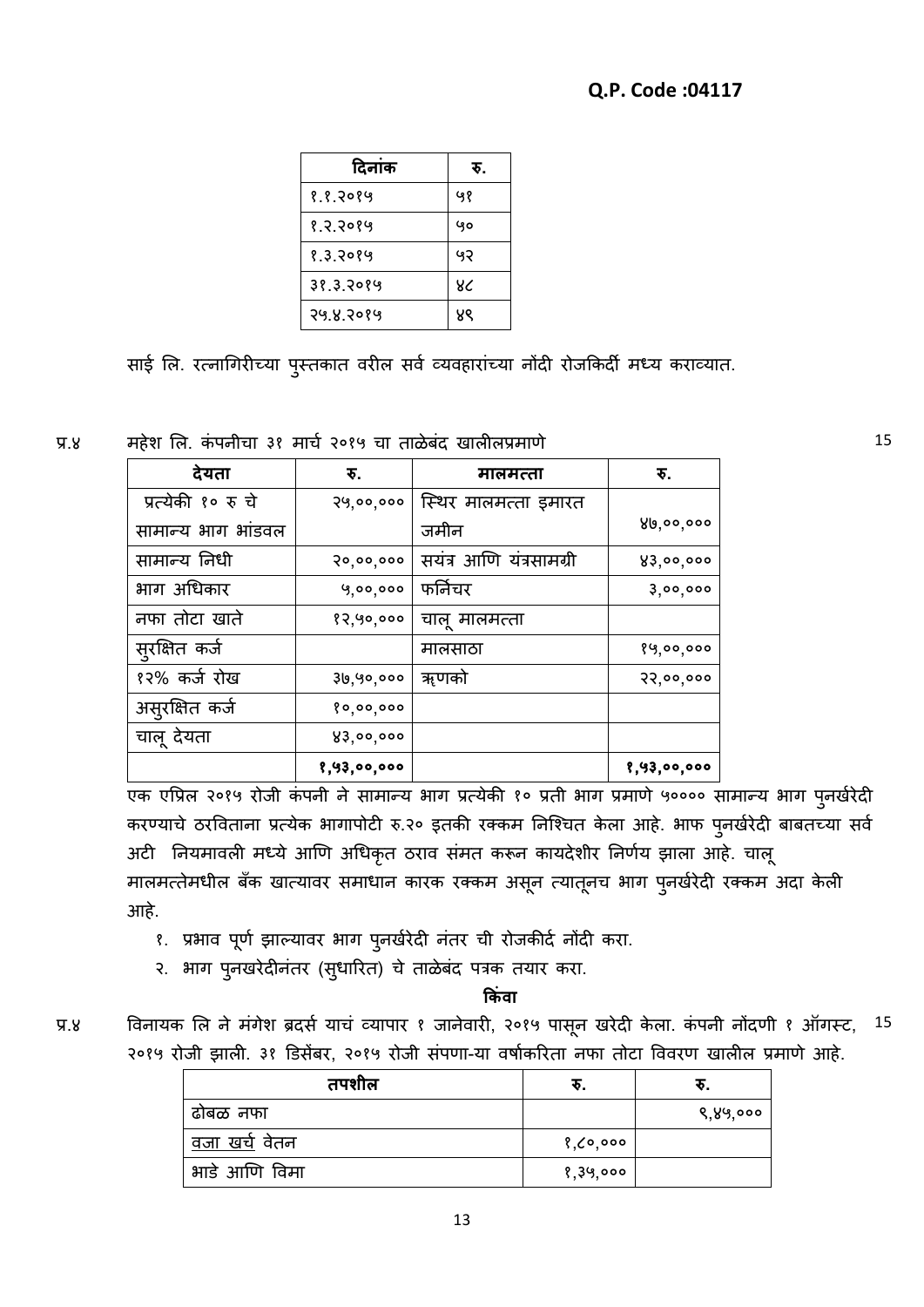**Q.P. Code :04117**

| दिनांक | रु. |
|---|---|
| १.१.२०१५ | ५१ |
| १.२.२०१५ | ५० |
| १.३.२०१५ | ५२ |
| ३१.३.२०१५ | ४८ |
| २५.४.२०१५ | ४९ |

साई लि. रत्नागिरीच्या पुस्तकात वरील सर्व व्यवहारांच्या नोंदी रोजकिर्दी मध्य कराव्यात.

प्र.४ महेश लि. कंपनीचा ३१ मार्च २०१५ चा ताळेबंद खालीलप्रमाणे 15

| देयता | रु. | मालमत्ता | रु. |
|---|---|---|---|
| प्रत्येकी १० रु चे सामान्य भाग भांडवल | २५,००,००० | स्थिर मालमत्ता इमारत जमीन | ४७,००,००० |
| सामान्य निधी | २०,००,००० | सयंत्र आणि यंत्रसामग्री | ४३,००,००० |
| भाग अधिकार | ५,००,००० | फर्निचर | ३,००,००० |
| नफा तोटा खाते | १२,५०,००० | चालू मालमत्ता | |
| सुरक्षित कर्ज | | मालसाठा | १५,००,००० |
| १२% कर्ज रोख | ३७,५०,००० | ऋणको | २२,००,००० |
| असुरक्षित कर्ज | १०,००,००० | | |
| चालू देयता | ४३,००,००० | | |
| | **१,५३,००,०००** | | **१,५३,००,०००** |

एक एप्रिल २०१५ रोजी कंपनी ने सामान्य भाग प्रत्येकी १० प्रती भाग प्रमाणे ५०००० सामान्य भाग पुनर्खरेदी करण्याचे ठरविताना प्रत्येक भागापोटी रु.२० इतकी रक्कम निश्चित केला आहे. भाफ पुनर्खरेदी बाबतच्या सर्व अटी नियमावली मध्ये आणि अधिकृत ठराव संमत करून कायदेशीर निर्णय झाला आहे. चालू मालमत्तेमधील बँक खात्यावर समाधान कारक रक्कम असून त्यातूनच भाग पुनर्खरेदी रक्कम अदा केली आहे.

१. प्रभाव पूर्ण झाल्यावर भाग पुनर्खरेदी नंतर ची रोजकीर्द नोंदी करा.
२. भाग पुनखरेदीनंतर (सुधारित) चे ताळेबंद पत्रक तयार करा.

**किंवा**

प्र.४ विनायक लि ने मंगेश ब्रदर्स याचं व्यापार १ जानेवारी, २०१५ पासून खरेदी केला. कंपनी नोंदणी १ ऑगस्ट, २०१५ रोजी झाली. ३१ डिसेंबर, २०१५ रोजी संपणा-या वर्षाकरिता नफा तोटा विवरण खालील प्रमाणे आहे. 15

| तपशील | रु. | रु. |
|---|---|---|
| ढोबळ नफा | | ९,४५,००० |
| वजा खर्च वेतन | १,८०,००० | |
| भाडे आणि विमा | १,३५,००० | |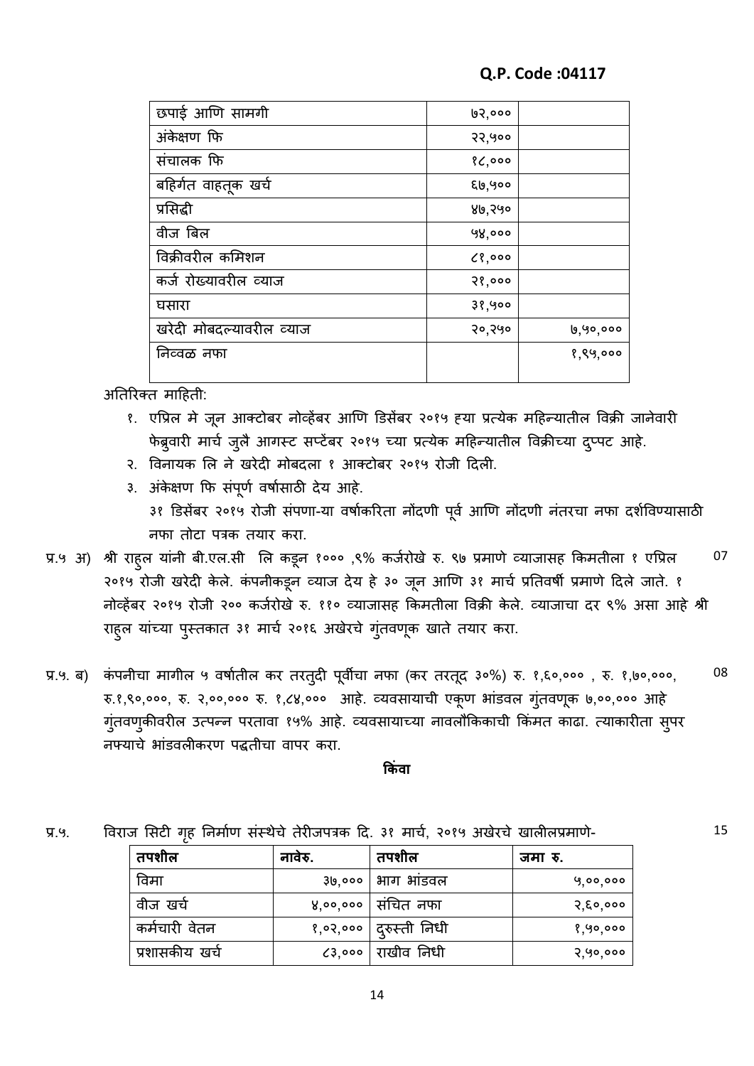**Q.P. Code :04117**

| | | |
|---|---|---|
| छपाई आणि सामग्री | ७२,००० | |
| अंकेक्षण फि | २२,५०० | |
| संचालक फि | १८,००० | |
| बहिर्गत वाहतूक खर्च | ६७,५०० | |
| प्रसिद्धी | ४७,२५० | |
| वीज बिल | ५४,००० | |
| विक्रीवरील कमिशन | ८१,००० | |
| कर्ज रोख्यावरील व्याज | २१,००० | |
| घसारा | ३१,५०० | |
| खरेदी मोबदल्यावरील व्याज | २०,२५० | ७,५०,००० |
| निव्वळ नफा | | १,९५,००० |

अतिरिक्त माहिती:

१. एप्रिल मे जून आक्टोबर नोव्हेंबर आणि डिसेंबर २०१५ ह्या प्रत्येक महिन्यातील विक्री जानेवारी फेब्रुवारी मार्च जुलै आगस्ट सप्टेंबर २०१५ च्या प्रत्येक महिन्यातील विक्रीच्या दुप्पट आहे.

२. विनायक लि ने खरेदी मोबदला १ आक्टोबर २०१५ रोजी दिली.

३. अंकेक्षण फि संपूर्ण वर्षासाठी देय आहे.

३१ डिसेंबर २०१५ रोजी संपणा-या वर्षाकरिता नोंदणी पूर्व आणि नोंदणी नंतरचा नफा दर्शविण्यासाठी नफा तोटा पत्रक तयार करा.

प्र.५ अ) श्री राहुल यांनी बी.एल.सी लि कडून १००० ,९% कर्जरोखे रु. ९७ प्रमाणे व्याजासह किमतीला १ एप्रिल २०१५ रोजी खरेदी केले. कंपनीकडून व्याज देय हे ३० जून आणि ३१ मार्च प्रतिवर्षी प्रमाणे दिले जाते. १ नोव्हेंबर २०१५ रोजी २०० कर्जरोखे रु. ११० व्याजासह किमतीला विक्री केले. व्याजाचा दर ९% असा आहे श्री राहुल यांच्या पुस्तकात ३१ मार्च २०१६ अखेरचे गुंतवणूक खाते तयार करा. **07**

प्र.५. ब) कंपनीचा मागील ५ वर्षातील कर तरतुदी पूर्वीचा नफा (कर तरतूद ३०%) रु. १,६०,००० , रु. १,७०,०००, रु.१,९०,०००, रु. २,००,००० रु. १,८४,००० आहे. व्यवसायाची एकूण भांडवल गुंतवणूक ७,००,००० आहे गुंतवणुकीवरील उत्पन्न परतावा १५% आहे. व्यवसायाच्या नावलौकिकाची किंमत काढा. त्याकारीता सुपर नफ्याचे भांडवलीकरण पद्धतीचा वापर करा. **08**

**किंवा**

प्र.५. विराज सिटी गृह निर्माण संस्थेचे तेरीजपत्रक दि. ३१ मार्च, २०१५ अखेरचे खालीलप्रमाणे- **15**

| तपशील | नावेरु. | तपशील | जमा रु. |
|---|---|---|---|
| विमा | ३७,००० | भाग भांडवल | ५,००,००० |
| वीज खर्च | ४,००,००० | संचित नफा | २,६०,००० |
| कर्मचारी वेतन | १,०२,००० | दुरुस्ती निधी | १,५०,००० |
| प्रशासकीय खर्च | ८३,००० | राखीव निधी | २,५०,००० |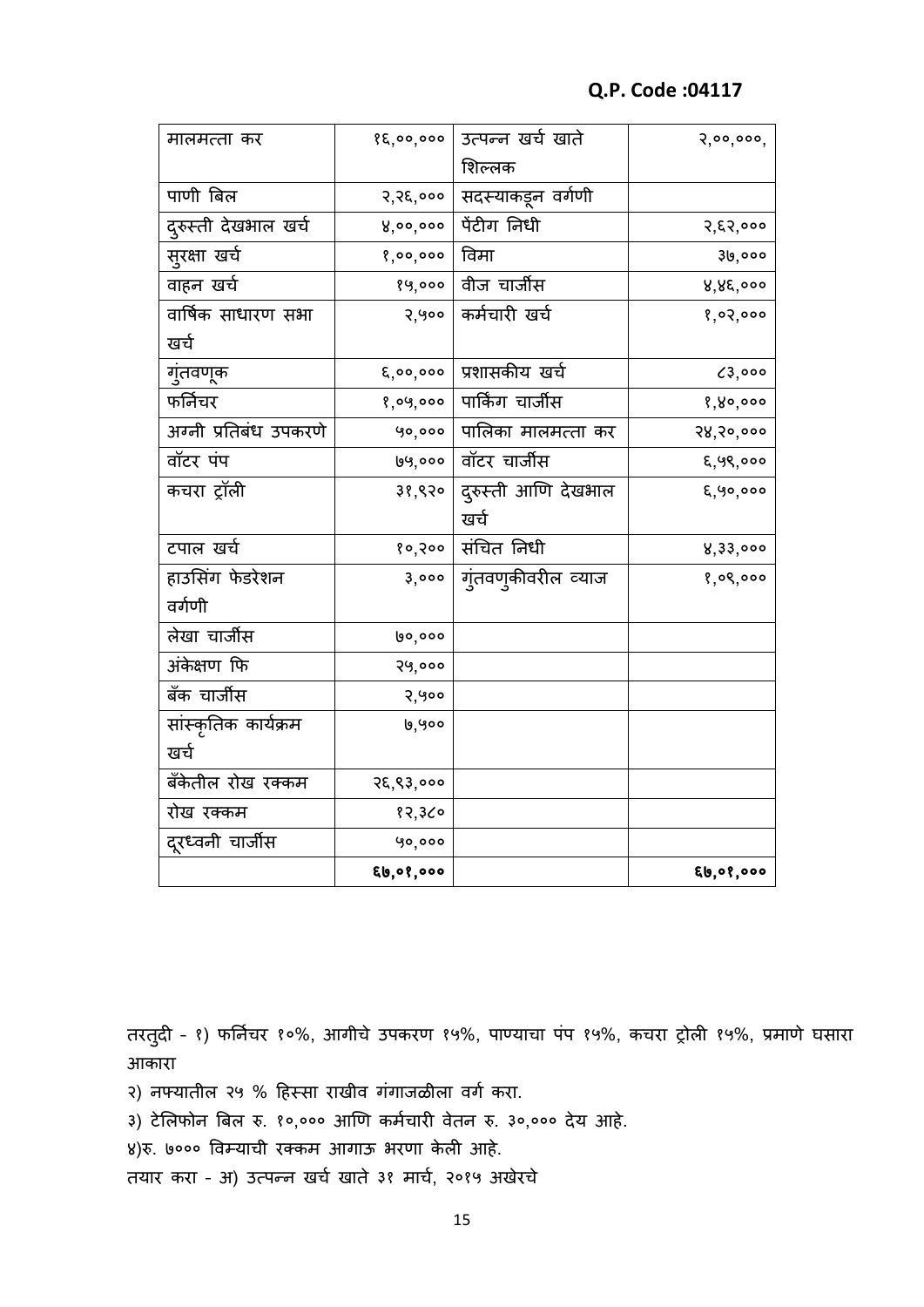**Q.P. Code :04117**

| | | | |
|---|---|---|---|
| मालमत्ता कर | १६,००,००० | उत्पन्न खर्च खाते शिल्लक | २,००,०००, |
| पाणी बिल | २,२६,००० | सदस्याकडून वर्गणी | |
| दुरुस्ती देखभाल खर्च | ४,००,००० | पेंटीग निधी | २,६२,००० |
| सुरक्षा खर्च | १,००,००० | विमा | ३७,००० |
| वाहन खर्च | १५,००० | वीज चार्जीस | ४,४६,००० |
| वार्षिक साधारण सभा खर्च | २,५०० | कर्मचारी खर्च | १,०२,००० |
| गुंतवणूक | ६,००,००० | प्रशासकीय खर्च | ८३,००० |
| फर्निचर | १,०५,००० | पार्किंग चार्जीस | १,४०,००० |
| अग्नी प्रतिबंध उपकरणे | ५०,००० | पालिका मालमत्ता कर | २४,२०,००० |
| वॉटर पंप | ७५,००० | वॉटर चार्जीस | ६,५९,००० |
| कचरा ट्रॉली | ३१,९२० | दुरुस्ती आणि देखभाल खर्च | ६,५०,००० |
| टपाल खर्च | १०,२०० | संचित निधी | ४,३३,००० |
| हाउसिंग फेडरेशन वर्गणी | ३,००० | गुंतवणुकीवरील व्याज | १,०९,००० |
| लेखा चार्जीस | ७०,००० | | |
| अंकेक्षण फि | २५,००० | | |
| बँक चार्जीस | २,५०० | | |
| सांस्कृतिक कार्यक्रम खर्च | ७,५०० | | |
| बँकेतील रोख रक्कम | २६,९३,००० | | |
| रोख रक्कम | १२,३८० | | |
| दूरध्वनी चार्जीस | ५०,००० | | |
| | **६७,०१,०००** | | **६७,०१,०००** |

तरतुदी - १) फर्निचर १०%, आगीचे उपकरण १५%, पाण्याचा पंप १५%, कचरा ट्रोली १५%, प्रमाणे घसारा आकारा

२) नफ्यातील २५ % हिस्सा राखीव गंगाजळीला वर्ग करा.

३) टेलिफोन बिल रु. १०,००० आणि कर्मचारी वेतन रु. ३०,००० देय आहे.

४)रु. ७००० विम्याची रक्कम आगाऊ भरणा केली आहे.

तयार करा - अ) उत्पन्न खर्च खाते ३१ मार्च, २०१५ अखेरचे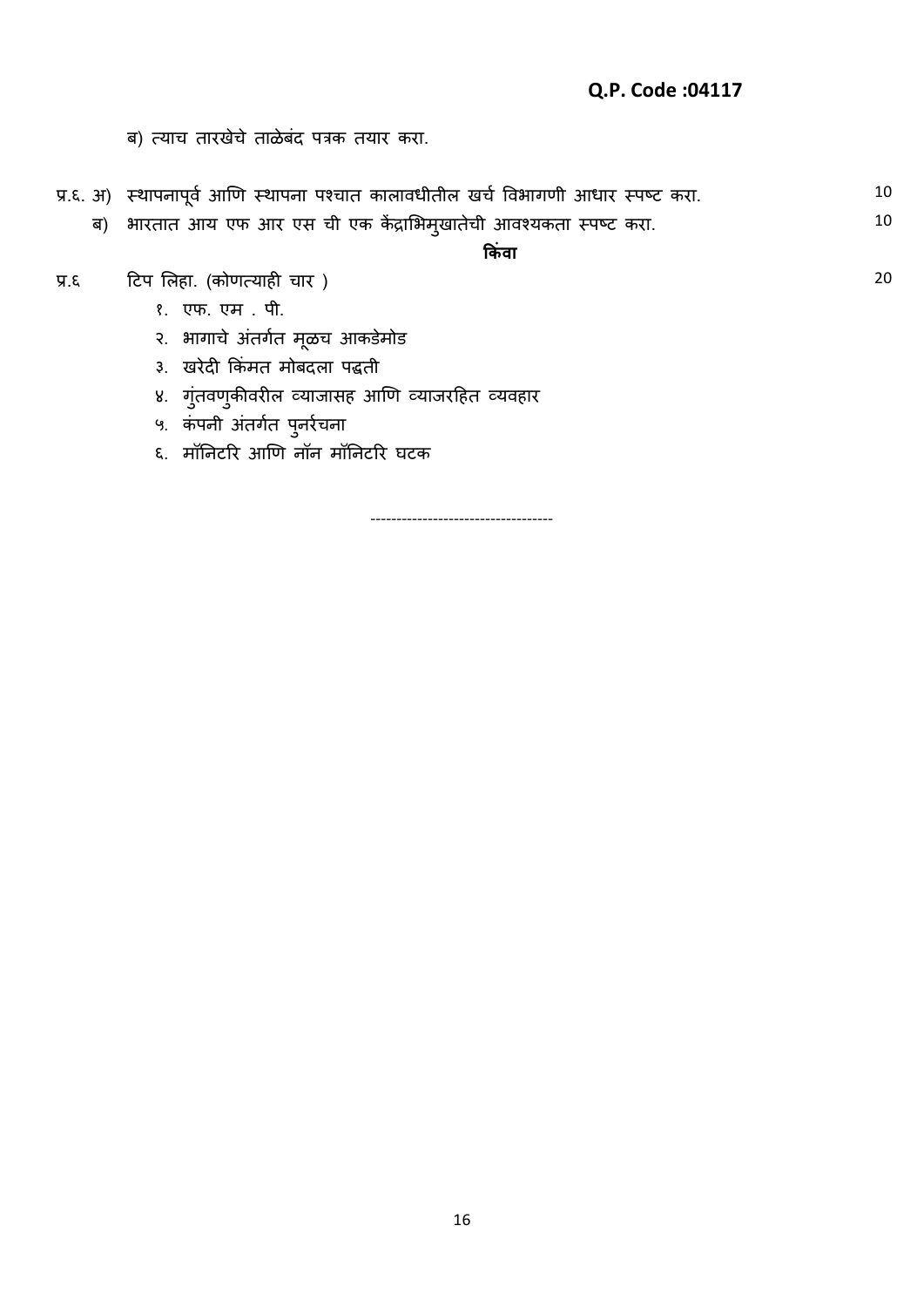**Q.P. Code :04117**

ब) त्याच तारखेचे ताळेबंद पत्रक तयार करा.

प्र.६. अ) स्थापनापूर्व आणि स्थापना पश्चात कालावधीतील खर्च विभागणी आधार स्पष्ट करा. 10

ब) भारतात आय एफ आर एस ची एक केंद्राभिमुखातेची आवश्यकता स्पष्ट करा. 10

**किंवा**

प्र.६ टिप लिहा. (कोणत्याही चार ) 20

१. एफ. एम . पी.

२. भागाचे अंतर्गत मूळच आकडेमोड

३. खरेदी किंमत मोबदला पद्धती

४. गुंतवणुकीवरील व्याजासह आणि व्याजरहित व्यवहार

५. कंपनी अंतर्गत पुनर्रचना

६. मॉनिटरि आणि नॉन मॉनिटरि घटक

----------------------------------